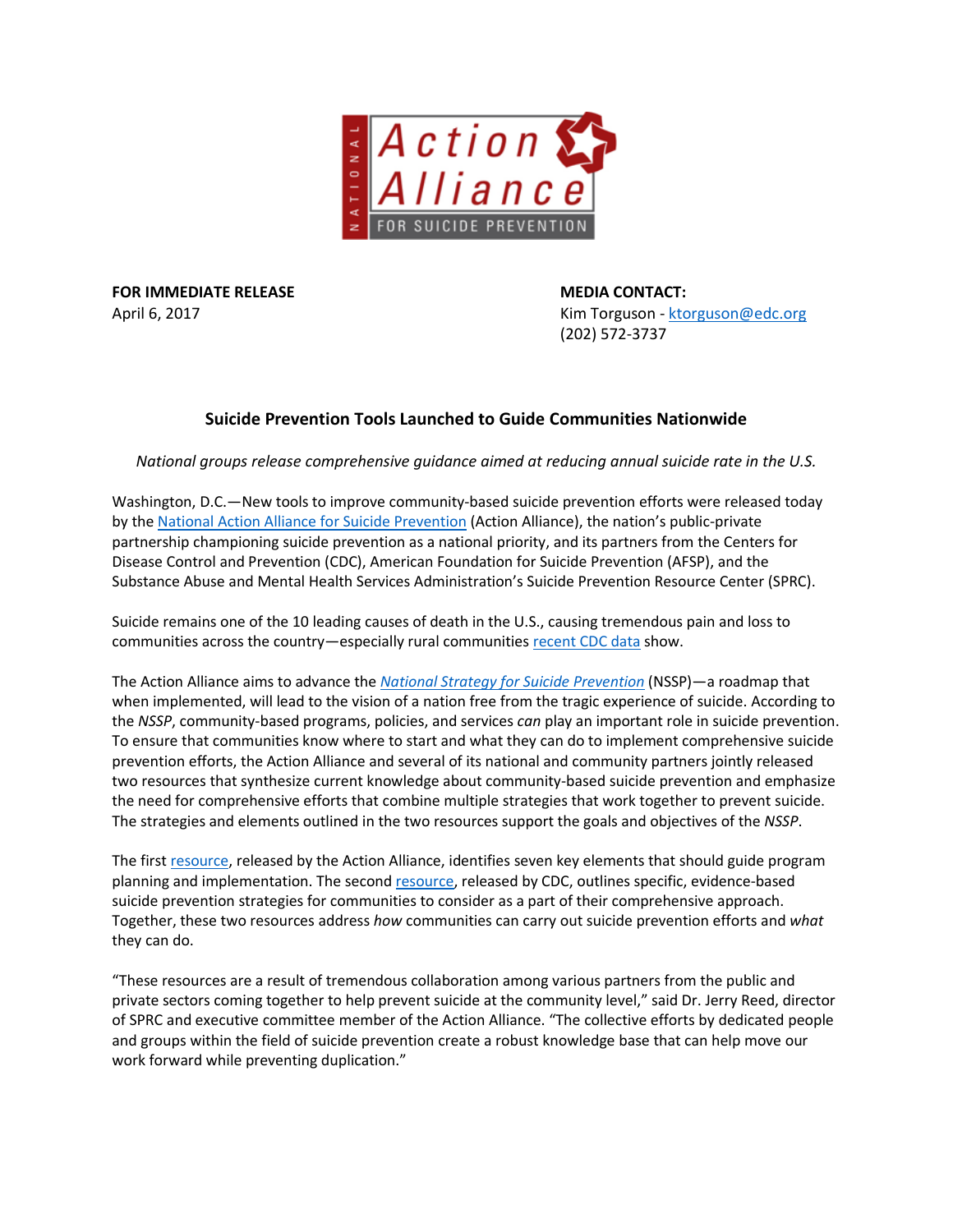**FOR IMMEDIATE RELEASE**
April 6, 2017

**MEDIA CONTACT:**
Kim Torguson - ktorguson@edc.org
(202) 572-3737

## Suicide Prevention Tools Launched to Guide Communities Nationwide

*National groups release comprehensive guidance aimed at reducing annual suicide rate in the U.S.*

Washington, D.C.—New tools to improve community-based suicide prevention efforts were released today by the National Action Alliance for Suicide Prevention (Action Alliance), the nation's public-private partnership championing suicide prevention as a national priority, and its partners from the Centers for Disease Control and Prevention (CDC), American Foundation for Suicide Prevention (AFSP), and the Substance Abuse and Mental Health Services Administration's Suicide Prevention Resource Center (SPRC).

Suicide remains one of the 10 leading causes of death in the U.S., causing tremendous pain and loss to communities across the country—especially rural communities recent CDC data show.

The Action Alliance aims to advance the *National Strategy for Suicide Prevention* (NSSP)—a roadmap that when implemented, will lead to the vision of a nation free from the tragic experience of suicide. According to the *NSSP*, community-based programs, policies, and services *can* play an important role in suicide prevention. To ensure that communities know where to start and what they can do to implement comprehensive suicide prevention efforts, the Action Alliance and several of its national and community partners jointly released two resources that synthesize current knowledge about community-based suicide prevention and emphasize the need for comprehensive efforts that combine multiple strategies that work together to prevent suicide. The strategies and elements outlined in the two resources support the goals and objectives of the *NSSP*.

The first resource, released by the Action Alliance, identifies seven key elements that should guide program planning and implementation. The second resource, released by CDC, outlines specific, evidence-based suicide prevention strategies for communities to consider as a part of their comprehensive approach. Together, these two resources address *how* communities can carry out suicide prevention efforts and *what* they can do.

"These resources are a result of tremendous collaboration among various partners from the public and private sectors coming together to help prevent suicide at the community level," said Dr. Jerry Reed, director of SPRC and executive committee member of the Action Alliance. "The collective efforts by dedicated people and groups within the field of suicide prevention create a robust knowledge base that can help move our work forward while preventing duplication."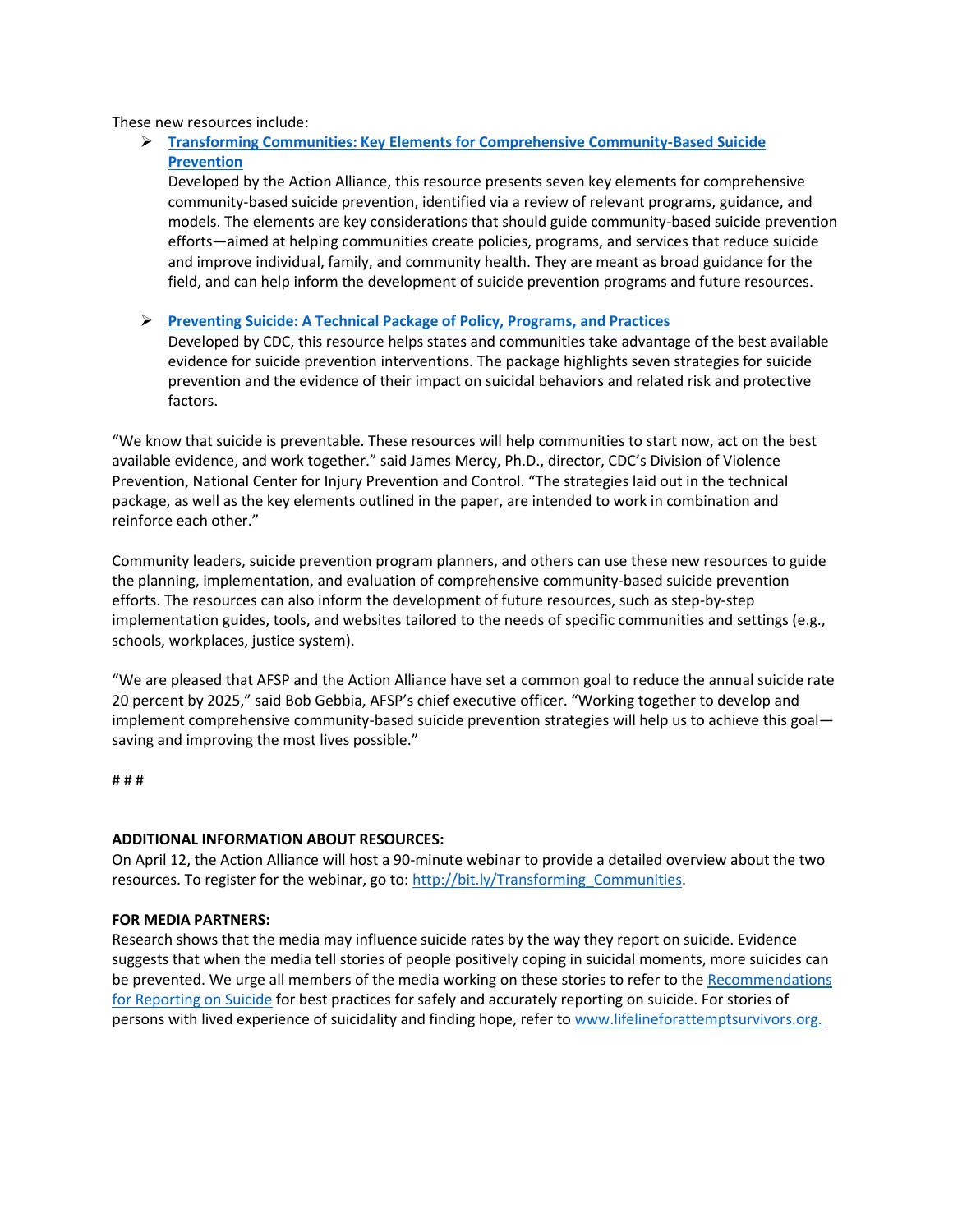These new resources include:

- **[Transforming Communities: Key Elements for Comprehensive Community-Based Suicide Prevention](#)**
  Developed by the Action Alliance, this resource presents seven key elements for comprehensive community-based suicide prevention, identified via a review of relevant programs, guidance, and models. The elements are key considerations that should guide community-based suicide prevention efforts—aimed at helping communities create policies, programs, and services that reduce suicide and improve individual, family, and community health. They are meant as broad guidance for the field, and can help inform the development of suicide prevention programs and future resources.

- **[Preventing Suicide: A Technical Package of Policy, Programs, and Practices](#)**
  Developed by CDC, this resource helps states and communities take advantage of the best available evidence for suicide prevention interventions. The package highlights seven strategies for suicide prevention and the evidence of their impact on suicidal behaviors and related risk and protective factors.

"We know that suicide is preventable. These resources will help communities to start now, act on the best available evidence, and work together." said James Mercy, Ph.D., director, CDC's Division of Violence Prevention, National Center for Injury Prevention and Control. "The strategies laid out in the technical package, as well as the key elements outlined in the paper, are intended to work in combination and reinforce each other."

Community leaders, suicide prevention program planners, and others can use these new resources to guide the planning, implementation, and evaluation of comprehensive community-based suicide prevention efforts. The resources can also inform the development of future resources, such as step-by-step implementation guides, tools, and websites tailored to the needs of specific communities and settings (e.g., schools, workplaces, justice system).

"We are pleased that AFSP and the Action Alliance have set a common goal to reduce the annual suicide rate 20 percent by 2025," said Bob Gebbia, AFSP's chief executive officer. "Working together to develop and implement comprehensive community-based suicide prevention strategies will help us to achieve this goal—saving and improving the most lives possible."

# # #

**ADDITIONAL INFORMATION ABOUT RESOURCES:**
On April 12, the Action Alliance will host a 90-minute webinar to provide a detailed overview about the two resources. To register for the webinar, go to: [http://bit.ly/Transforming_Communities](http://bit.ly/Transforming_Communities).

**FOR MEDIA PARTNERS:**
Research shows that the media may influence suicide rates by the way they report on suicide. Evidence suggests that when the media tell stories of people positively coping in suicidal moments, more suicides can be prevented. We urge all members of the media working on these stories to refer to the [Recommendations for Reporting on Suicide](#) for best practices for safely and accurately reporting on suicide. For stories of persons with lived experience of suicidality and finding hope, refer to [www.lifelineforattemptsurvivors.org.](http://www.lifelineforattemptsurvivors.org)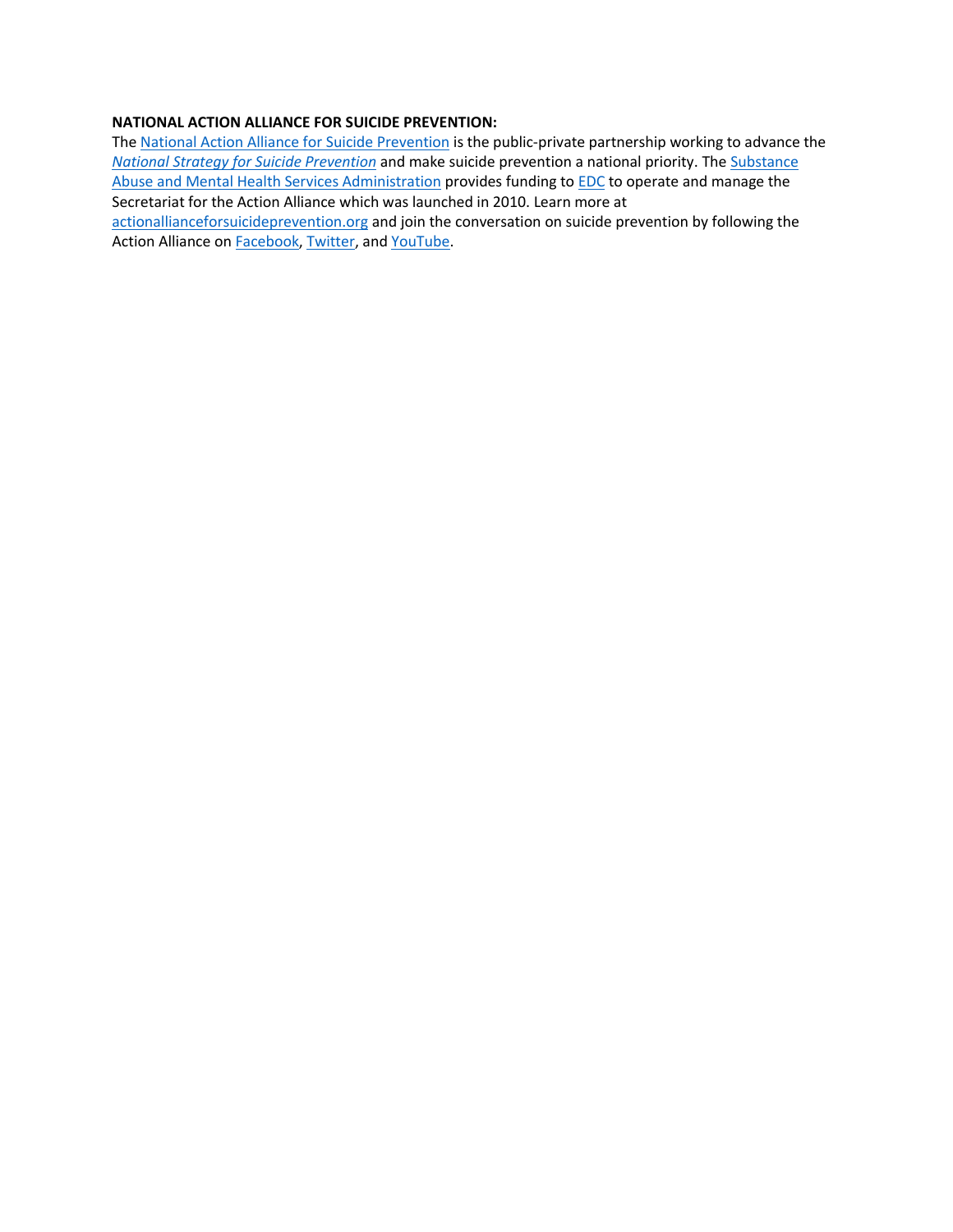**NATIONAL ACTION ALLIANCE FOR SUICIDE PREVENTION:**

The National Action Alliance for Suicide Prevention is the public-private partnership working to advance the *National Strategy for Suicide Prevention* and make suicide prevention a national priority. The Substance Abuse and Mental Health Services Administration provides funding to EDC to operate and manage the Secretariat for the Action Alliance which was launched in 2010. Learn more at actionallianceforsuicideprevention.org and join the conversation on suicide prevention by following the Action Alliance on Facebook, Twitter, and YouTube.